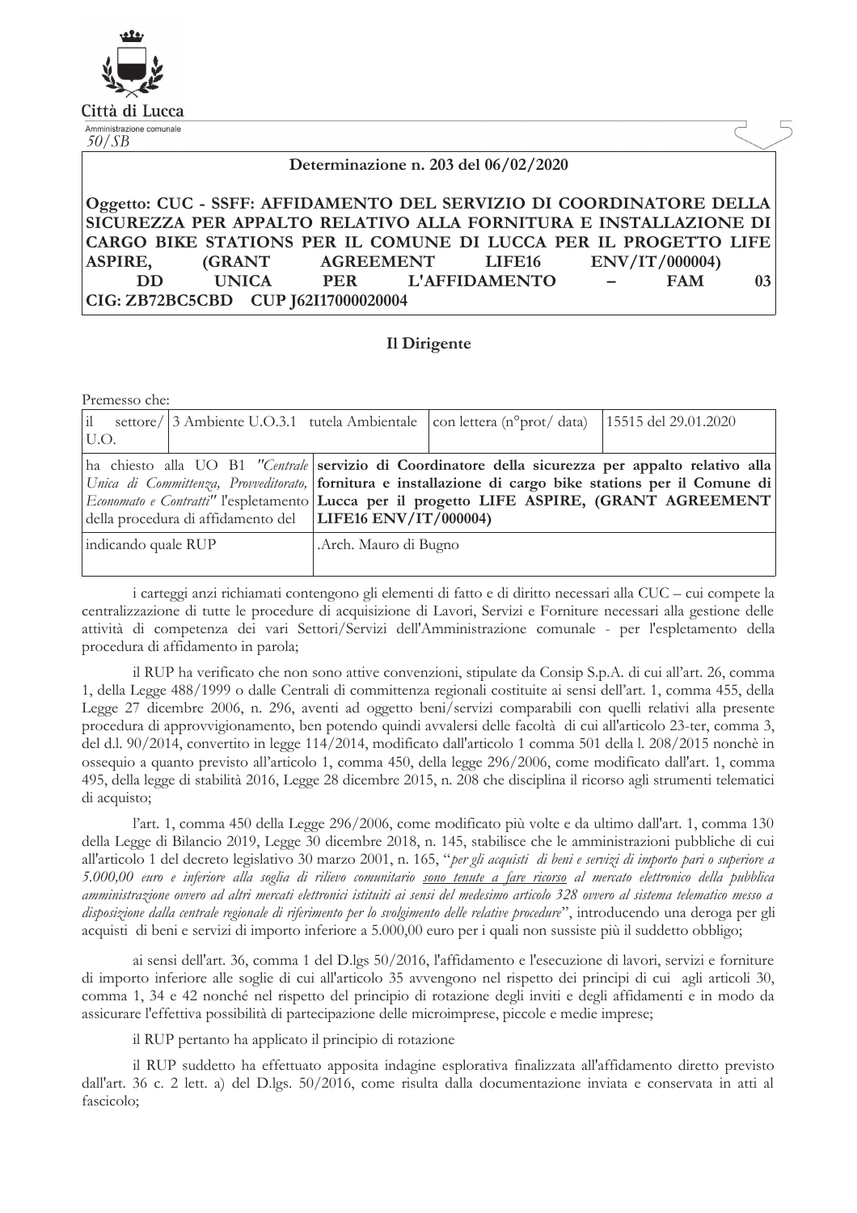Città di Lucca

Amministrazione comunale

50/SB

**Determinazione n. 203 del 06/02/2020**

**Oggetto: CUC - SSFF: AFFIDAMENTO DEL SERVIZIO DI COORDINATORE DELLA SICUREZZA PER APPALTO RELATIVO ALLA FORNITURA E INSTALLAZIONE DI CARGO BIKE STATIONS PER IL COMUNE DI LUCCA PER IL PROGETTO LIFE ASPIRE, (GRANT AGREEMENT LIFE16 ENV/IT/000004) DD UNICA PER L'AFFIDAMENTO – FAM 03 CIG: ZB72BC5CBD CUP J62I17000020004**

## Il Dirigente

Premesso che:

| il settore/ U.O. | 3 Ambiente U.O.3.1 tutela Ambientale | con lettera (n°prot/ data) | 15515 del 29.01.2020 |
|---|---|---|---|
| ha chiesto alla UO B1 *"Centrale Unica di Committenza, Provveditorato, Economato e Contratti"* l'espletamento della procedura di affidamento del | **servizio di Coordinatore della sicurezza per appalto relativo alla fornitura e installazione di cargo bike stations per il Comune di Lucca per il progetto LIFE ASPIRE, (GRANT AGREEMENT LIFE16 ENV/IT/000004)** | | |
| indicando quale RUP | .Arch. Mauro di Bugno | | |

i carteggi anzi richiamati contengono gli elementi di fatto e di diritto necessari alla CUC – cui compete la centralizzazione di tutte le procedure di acquisizione di Lavori, Servizi e Forniture necessari alla gestione delle attività di competenza dei vari Settori/Servizi dell'Amministrazione comunale - per l'espletamento della procedura di affidamento in parola;

il RUP ha verificato che non sono attive convenzioni, stipulate da Consip S.p.A. di cui all'art. 26, comma 1, della Legge 488/1999 o dalle Centrali di committenza regionali costituite ai sensi dell'art. 1, comma 455, della Legge 27 dicembre 2006, n. 296, aventi ad oggetto beni/servizi comparabili con quelli relativi alla presente procedura di approvvigionamento, ben potendo quindi avvalersi delle facoltà di cui all'articolo 23-ter, comma 3, del d.l. 90/2014, convertito in legge 114/2014, modificato dall'articolo 1 comma 501 della l. 208/2015 nonchè in ossequio a quanto previsto all'articolo 1, comma 450, della legge 296/2006, come modificato dall'art. 1, comma 495, della legge di stabilità 2016, Legge 28 dicembre 2015, n. 208 che disciplina il ricorso agli strumenti telematici di acquisto;

l'art. 1, comma 450 della Legge 296/2006, come modificato più volte e da ultimo dall'art. 1, comma 130 della Legge di Bilancio 2019, Legge 30 dicembre 2018, n. 145, stabilisce che le amministrazioni pubbliche di cui all'articolo 1 del decreto legislativo 30 marzo 2001, n. 165, "*per gli acquisti di beni e servizi di importo pari o superiore a 5.000,00 euro e inferiore alla soglia di rilievo comunitario sono tenute a fare ricorso al mercato elettronico della pubblica amministrazione ovvero ad altri mercati elettronici istituiti ai sensi del medesimo articolo 328 ovvero al sistema telematico messo a disposizione dalla centrale regionale di riferimento per lo svolgimento delle relative procedure*", introducendo una deroga per gli acquisti di beni e servizi di importo inferiore a 5.000,00 euro per i quali non sussiste più il suddetto obbligo;

ai sensi dell'art. 36, comma 1 del D.lgs 50/2016, l'affidamento e l'esecuzione di lavori, servizi e forniture di importo inferiore alle soglie di cui all'articolo 35 avvengono nel rispetto dei principi di cui agli articoli 30, comma 1, 34 e 42 nonché nel rispetto del principio di rotazione degli inviti e degli affidamenti e in modo da assicurare l'effettiva possibilità di partecipazione delle microimprese, piccole e medie imprese;

il RUP pertanto ha applicato il principio di rotazione

il RUP suddetto ha effettuato apposita indagine esplorativa finalizzata all'affidamento diretto previsto dall'art. 36 c. 2 lett. a) del D.lgs. 50/2016, come risulta dalla documentazione inviata e conservata in atti al fascicolo;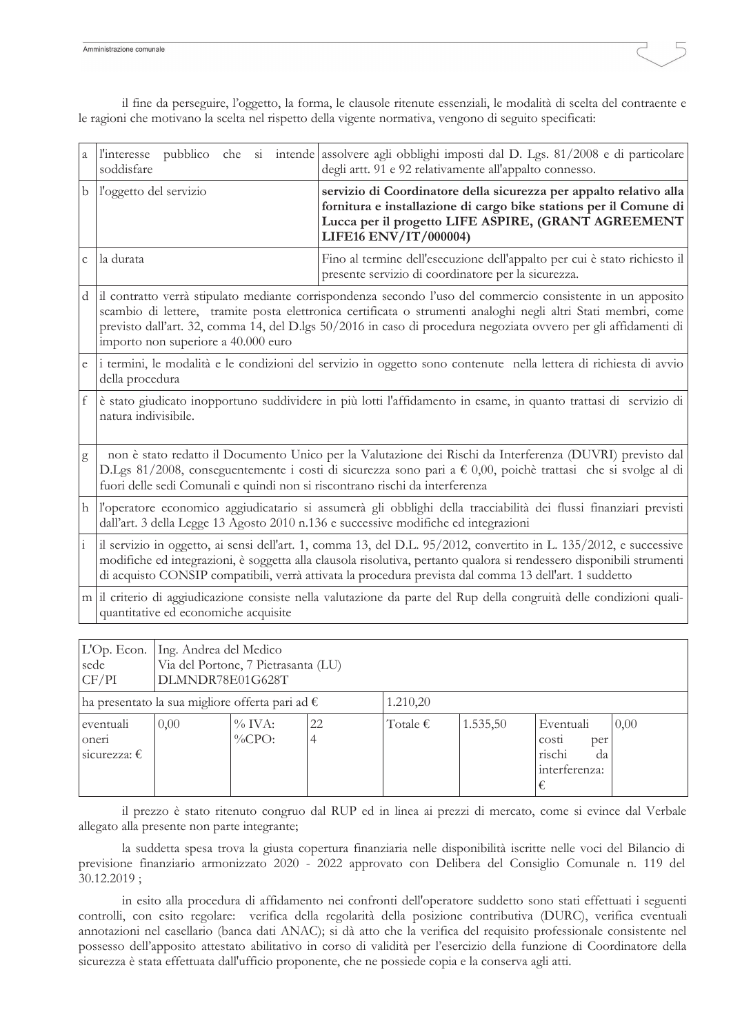il fine da perseguire, l'oggetto, la forma, le clausole ritenute essenziali, le modalità di scelta del contraente e le ragioni che motivano la scelta nel rispetto della vigente normativa, vengono di seguito specificati:

| | | |
|---|---|---|
| a | l'interesse pubblico che si intende soddisfare | assolvere agli obblighi imposti dal D. Lgs. 81/2008 e di particolare degli artt. 91 e 92 relativamente all'appalto connesso. |
| b | l'oggetto del servizio | **servizio di Coordinatore della sicurezza per appalto relativo alla fornitura e installazione di cargo bike stations per il Comune di Lucca per il progetto LIFE ASPIRE, (GRANT AGREEMENT LIFE16 ENV/IT/000004)** |
| c | la durata | Fino al termine dell'esecuzione dell'appalto per cui è stato richiesto il presente servizio di coordinatore per la sicurezza. |
| d | il contratto verrà stipulato mediante corrispondenza secondo l'uso del commercio consistente in un apposito scambio di lettere, tramite posta elettronica certificata o strumenti analoghi negli altri Stati membri, come previsto dall'art. 32, comma 14, del D.lgs 50/2016 in caso di procedura negoziata ovvero per gli affidamenti di importo non superiore a 40.000 euro | |
| e | i termini, le modalità e le condizioni del servizio in oggetto sono contenute nella lettera di richiesta di avvio della procedura | |
| f | è stato giudicato inopportuno suddividere in più lotti l'affidamento in esame, in quanto trattasi di servizio di natura indivisibile. | |
| g | non è stato redatto il Documento Unico per la Valutazione dei Rischi da Interferenza (DUVRI) previsto dal D.Lgs 81/2008, conseguentemente i costi di sicurezza sono pari a € 0,00, poichè trattasi che si svolge al di fuori delle sedi Comunali e quindi non si riscontrano rischi da interferenza | |
| h | l'operatore economico aggiudicatario si assumerà gli obblighi della tracciabilità dei flussi finanziari previsti dall'art. 3 della Legge 13 Agosto 2010 n.136 e successive modifiche ed integrazioni | |
| i | il servizio in oggetto, ai sensi dell'art. 1, comma 13, del D.L. 95/2012, convertito in L. 135/2012, e successive modifiche ed integrazioni, è soggetta alla clausola risolutiva, pertanto qualora si rendessero disponibili strumenti di acquisto CONSIP compatibili, verrà attivata la procedura prevista dal comma 13 dell'art. 1 suddetto | |
| m | il criterio di aggiudicazione consiste nella valutazione da parte del Rup della congruità delle condizioni quali-quantitative ed economiche acquisite | |

| L'Op. Econ. sede CF/PI | Ing. Andrea del Medico<br>Via del Portone, 7 Pietrasanta (LU)<br>DLMNDR78E01G628T | | | | | | |
|---|---|---|---|---|---|---|---|
| ha presentato la sua migliore offerta pari ad € | | | | 1.210,20 | | | |
| eventuali oneri sicurezza: € | 0,00 | % IVA:<br>%CPO: | 22<br>4 | Totale € | 1.535,50 | Eventuali costi per rischi da interferenza: € | 0,00 |

il prezzo è stato ritenuto congruo dal RUP ed in linea ai prezzi di mercato, come si evince dal Verbale allegato alla presente non parte integrante;

la suddetta spesa trova la giusta copertura finanziaria nelle disponibilità iscritte nelle voci del Bilancio di previsione finanziario armonizzato 2020 - 2022 approvato con Delibera del Consiglio Comunale n. 119 del 30.12.2019 ;

in esito alla procedura di affidamento nei confronti dell'operatore suddetto sono stati effettuati i seguenti controlli, con esito regolare: verifica della regolarità della posizione contributiva (DURC), verifica eventuali annotazioni nel casellario (banca dati ANAC); si dà atto che la verifica del requisito professionale consistente nel possesso dell'apposito attestato abilitativo in corso di validità per l'esercizio della funzione di Coordinatore della sicurezza è stata effettuata dall'ufficio proponente, che ne possiede copia e la conserva agli atti.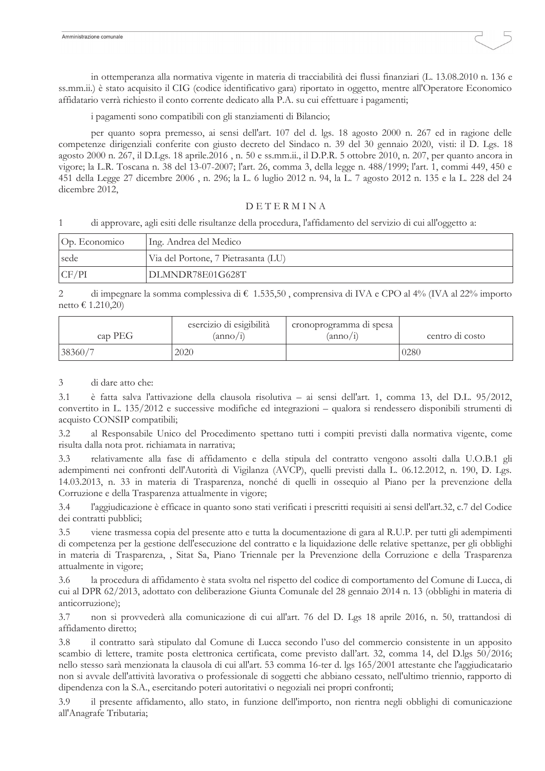in ottemperanza alla normativa vigente in materia di tracciabilità dei flussi finanziari (L. 13.08.2010 n. 136 e ss.mm.ii.) è stato acquisito il CIG (codice identificativo gara) riportato in oggetto, mentre all'Operatore Economico affidatario verrà richiesto il conto corrente dedicato alla P.A. su cui effettuare i pagamenti;

i pagamenti sono compatibili con gli stanziamenti di Bilancio;

per quanto sopra premesso, ai sensi dell'art. 107 del d. lgs. 18 agosto 2000 n. 267 ed in ragione delle competenze dirigenziali conferite con giusto decreto del Sindaco n. 39 del 30 gennaio 2020, visti: il D. Lgs. 18 agosto 2000 n. 267, il D.Lgs. 18 aprile.2016 , n. 50 e ss.mm.ii., il D.P.R. 5 ottobre 2010, n. 207, per quanto ancora in vigore; la L.R. Toscana n. 38 del 13-07-2007; l'art. 26, comma 3, della legge n. 488/1999; l'art. 1, commi 449, 450 e 451 della Legge 27 dicembre 2006 , n. 296; la L. 6 luglio 2012 n. 94, la L. 7 agosto 2012 n. 135 e la L. 228 del 24 dicembre 2012,

D E T E R M I N A

1 di approvare, agli esiti delle risultanze della procedura, l'affidamento del servizio di cui all'oggetto a:

| Op. Economico | Ing. Andrea del Medico |
|---|---|
| sede | Via del Portone, 7 Pietrasanta (LU) |
| CF/PI | DLMNDR78E01G628T |

2 di impegnare la somma complessiva di € 1.535,50 , comprensiva di IVA e CPO al 4% (IVA al 22% importo netto € 1.210,20)

| cap PEG | esercizio di esigibilità (anno/i) | cronoprogramma di spesa (anno/i) | centro di costo |
|---|---|---|---|
| 38360/7 | 2020 | | 0280 |

3 di dare atto che:

3.1 è fatta salva l'attivazione della clausola risolutiva – ai sensi dell'art. 1, comma 13, del D.L. 95/2012, convertito in L. 135/2012 e successive modifiche ed integrazioni – qualora si rendessero disponibili strumenti di acquisto CONSIP compatibili;

3.2 al Responsabile Unico del Procedimento spettano tutti i compiti previsti dalla normativa vigente, come risulta dalla nota prot. richiamata in narrativa;

3.3 relativamente alla fase di affidamento e della stipula del contratto vengono assolti dalla U.O.B.1 gli adempimenti nei confronti dell'Autorità di Vigilanza (AVCP), quelli previsti dalla L. 06.12.2012, n. 190, D. Lgs. 14.03.2013, n. 33 in materia di Trasparenza, nonché di quelli in ossequio al Piano per la prevenzione della Corruzione e della Trasparenza attualmente in vigore;

3.4 l'aggiudicazione è efficace in quanto sono stati verificati i prescritti requisiti ai sensi dell'art.32, c.7 del Codice dei contratti pubblici;

3.5 viene trasmessa copia del presente atto e tutta la documentazione di gara al R.U.P. per tutti gli adempimenti di competenza per la gestione dell'esecuzione del contratto e la liquidazione delle relative spettanze, per gli obblighi in materia di Trasparenza, , Sitat Sa, Piano Triennale per la Prevenzione della Corruzione e della Trasparenza attualmente in vigore;

3.6 la procedura di affidamento è stata svolta nel rispetto del codice di comportamento del Comune di Lucca, di cui al DPR 62/2013, adottato con deliberazione Giunta Comunale del 28 gennaio 2014 n. 13 (obblighi in materia di anticorruzione);

3.7 non si provvederà alla comunicazione di cui all'art. 76 del D. Lgs 18 aprile 2016, n. 50, trattandosi di affidamento diretto;

3.8 il contratto sarà stipulato dal Comune di Lucca secondo l'uso del commercio consistente in un apposito scambio di lettere, tramite posta elettronica certificata, come previsto dall'art. 32, comma 14, del D.lgs 50/2016; nello stesso sarà menzionata la clausola di cui all'art. 53 comma 16-ter d. lgs 165/2001 attestante che l'aggiudicatario non si avvale dell'attività lavorativa o professionale di soggetti che abbiano cessato, nell'ultimo triennio, rapporto di dipendenza con la S.A., esercitando poteri autoritativi o negoziali nei propri confronti;

3.9 il presente affidamento, allo stato, in funzione dell'importo, non rientra negli obblighi di comunicazione all'Anagrafe Tributaria;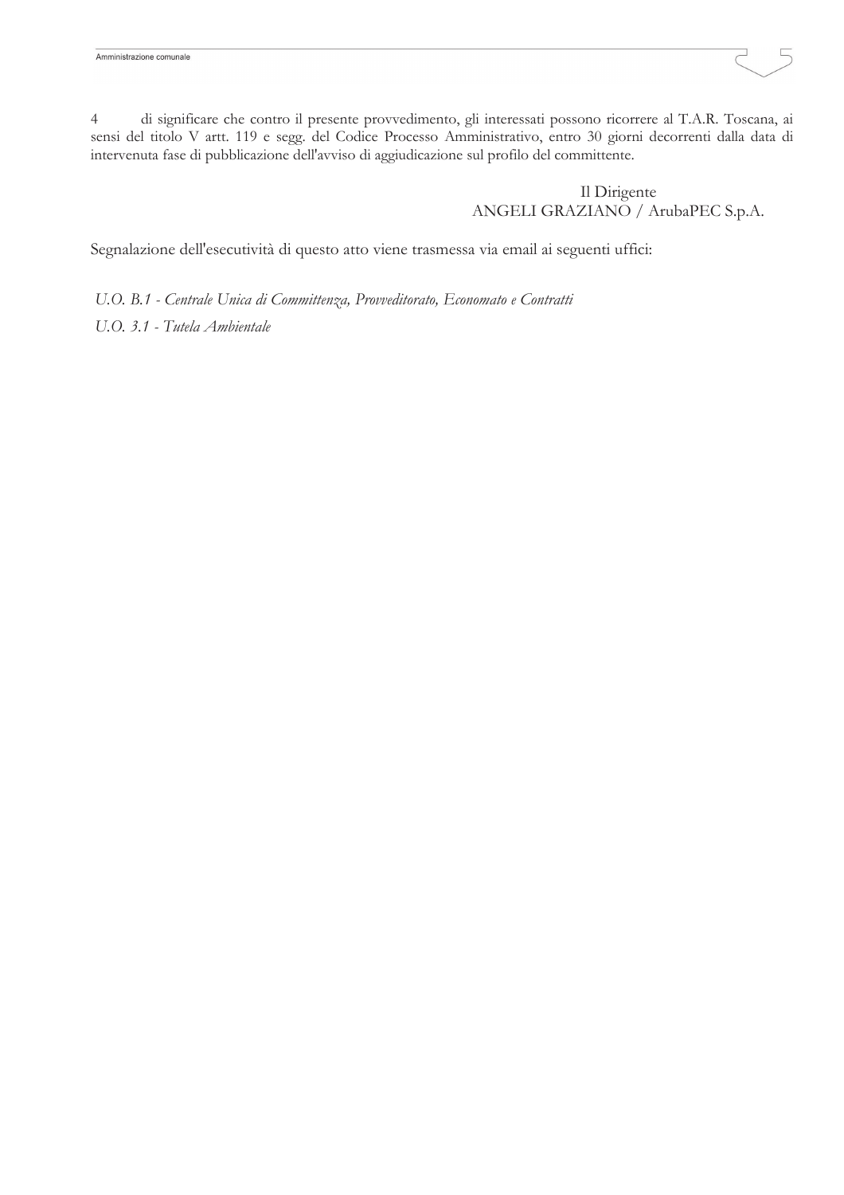4 di significare che contro il presente provvedimento, gli interessati possono ricorrere al T.A.R. Toscana, ai sensi del titolo V artt. 119 e segg. del Codice Processo Amministrativo, entro 30 giorni decorrenti dalla data di intervenuta fase di pubblicazione dell'avviso di aggiudicazione sul profilo del committente.

Il Dirigente
ANGELI GRAZIANO / ArubaPEC S.p.A.

Segnalazione dell'esecutività di questo atto viene trasmessa via email ai seguenti uffici:

*U.O. B.1 - Centrale Unica di Committenza, Provveditorato, Economato e Contratti*

*U.O. 3.1 - Tutela Ambientale*